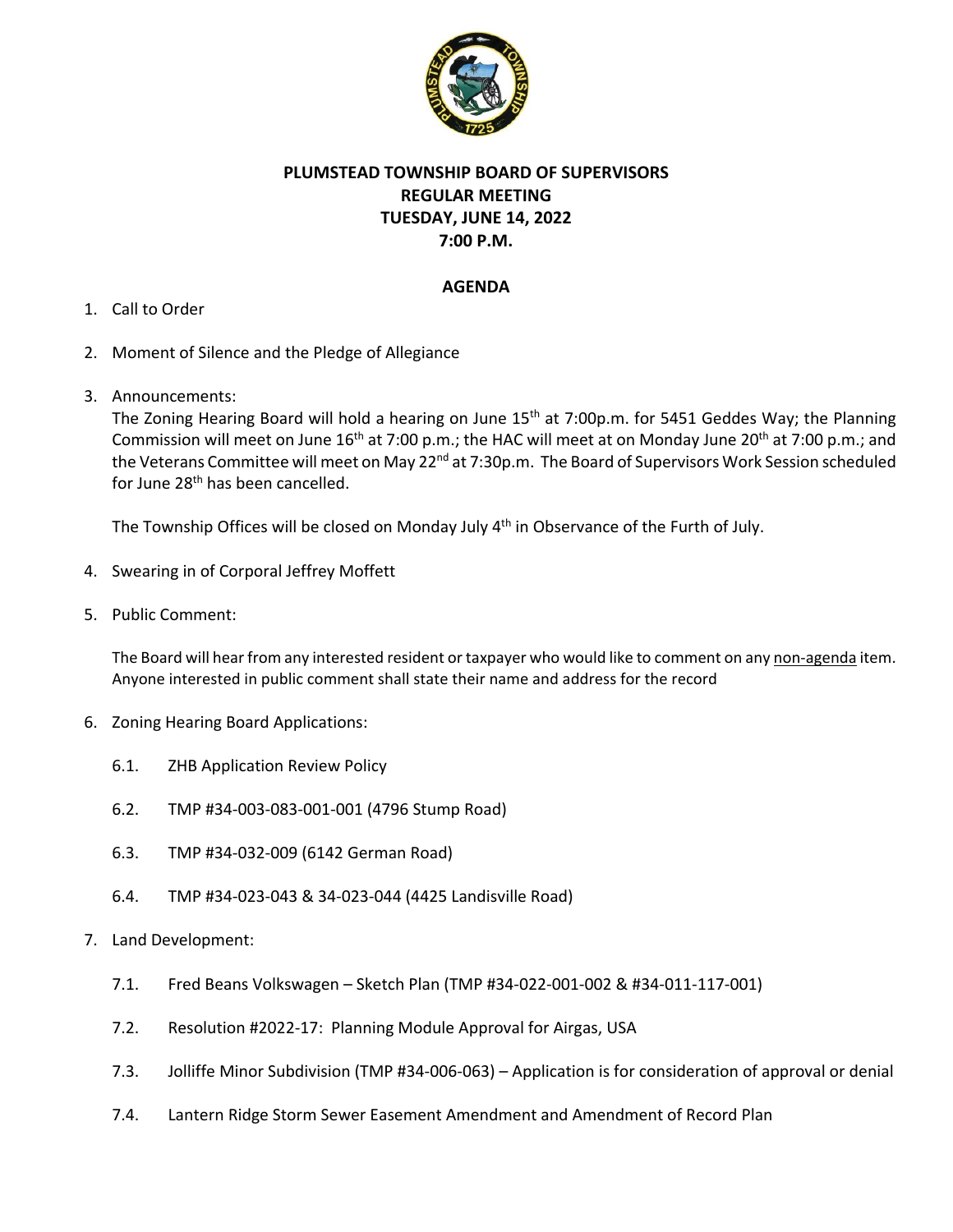**PLUMSTEAD TOWNSHIP BOARD OF SUPERVISORS**
**REGULAR MEETING**
**TUESDAY, JUNE 14, 2022**
**7:00 P.M.**

**AGENDA**

1. Call to Order

2. Moment of Silence and the Pledge of Allegiance

3. Announcements:
   The Zoning Hearing Board will hold a hearing on June 15th at 7:00p.m. for 5451 Geddes Way; the Planning Commission will meet on June 16th at 7:00 p.m.; the HAC will meet at on Monday June 20th at 7:00 p.m.; and the Veterans Committee will meet on May 22nd at 7:30p.m. The Board of Supervisors Work Session scheduled for June 28th has been cancelled.

   The Township Offices will be closed on Monday July 4th in Observance of the Furth of July.

4. Swearing in of Corporal Jeffrey Moffett

5. Public Comment:

   The Board will hear from any interested resident or taxpayer who would like to comment on any non-agenda item. Anyone interested in public comment shall state their name and address for the record

6. Zoning Hearing Board Applications:

   6.1. ZHB Application Review Policy

   6.2. TMP #34-003-083-001-001 (4796 Stump Road)

   6.3. TMP #34-032-009 (6142 German Road)

   6.4. TMP #34-023-043 & 34-023-044 (4425 Landisville Road)

7. Land Development:

   7.1. Fred Beans Volkswagen – Sketch Plan (TMP #34-022-001-002 & #34-011-117-001)

   7.2. Resolution #2022-17: Planning Module Approval for Airgas, USA

   7.3. Jolliffe Minor Subdivision (TMP #34-006-063) – Application is for consideration of approval or denial

   7.4. Lantern Ridge Storm Sewer Easement Amendment and Amendment of Record Plan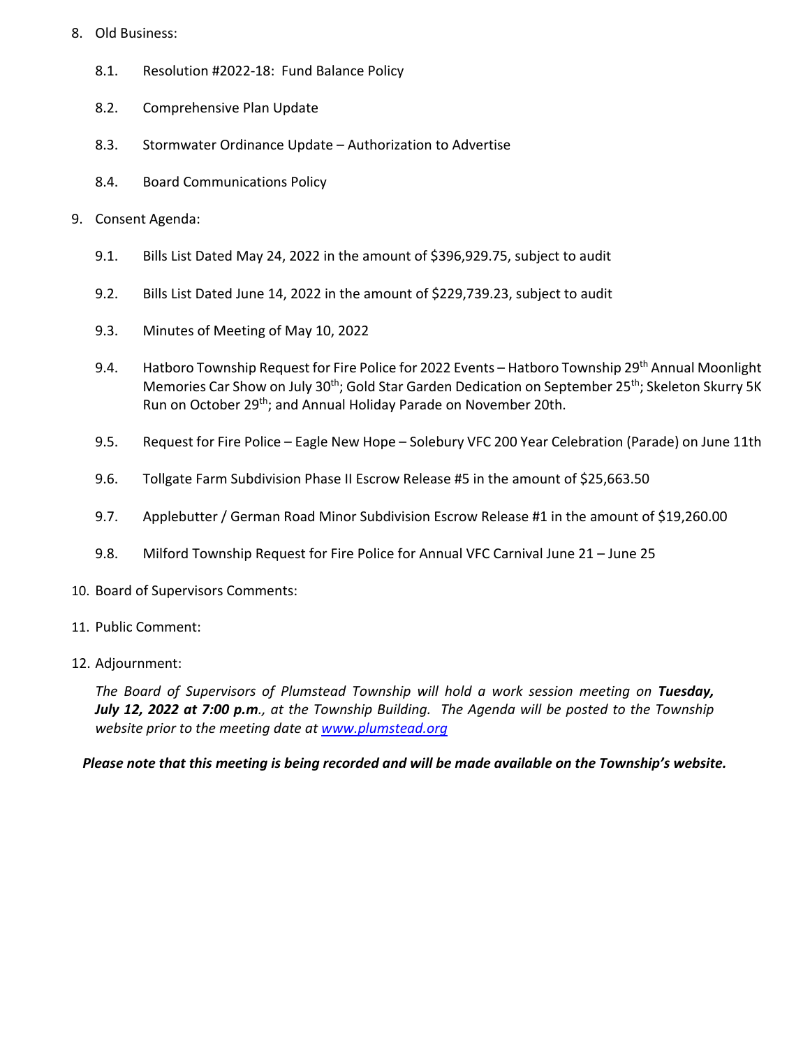8. Old Business:

    8.1. Resolution #2022-18: Fund Balance Policy

    8.2. Comprehensive Plan Update

    8.3. Stormwater Ordinance Update – Authorization to Advertise

    8.4. Board Communications Policy

9. Consent Agenda:

    9.1. Bills List Dated May 24, 2022 in the amount of $396,929.75, subject to audit

    9.2. Bills List Dated June 14, 2022 in the amount of $229,739.23, subject to audit

    9.3. Minutes of Meeting of May 10, 2022

    9.4. Hatboro Township Request for Fire Police for 2022 Events – Hatboro Township 29th Annual Moonlight Memories Car Show on July 30th; Gold Star Garden Dedication on September 25th; Skeleton Skurry 5K Run on October 29th; and Annual Holiday Parade on November 20th.

    9.5. Request for Fire Police – Eagle New Hope – Solebury VFC 200 Year Celebration (Parade) on June 11th

    9.6. Tollgate Farm Subdivision Phase II Escrow Release #5 in the amount of $25,663.50

    9.7. Applebutter / German Road Minor Subdivision Escrow Release #1 in the amount of $19,260.00

    9.8. Milford Township Request for Fire Police for Annual VFC Carnival June 21 – June 25

10. Board of Supervisors Comments:

11. Public Comment:

12. Adjournment:

    *The Board of Supervisors of Plumstead Township will hold a work session meeting on **Tuesday, July 12, 2022 at 7:00 p.m**., at the Township Building. The Agenda will be posted to the Township website prior to the meeting date at [www.plumstead.org](http://www.plumstead.org)*

***Please note that this meeting is being recorded and will be made available on the Township's website.***